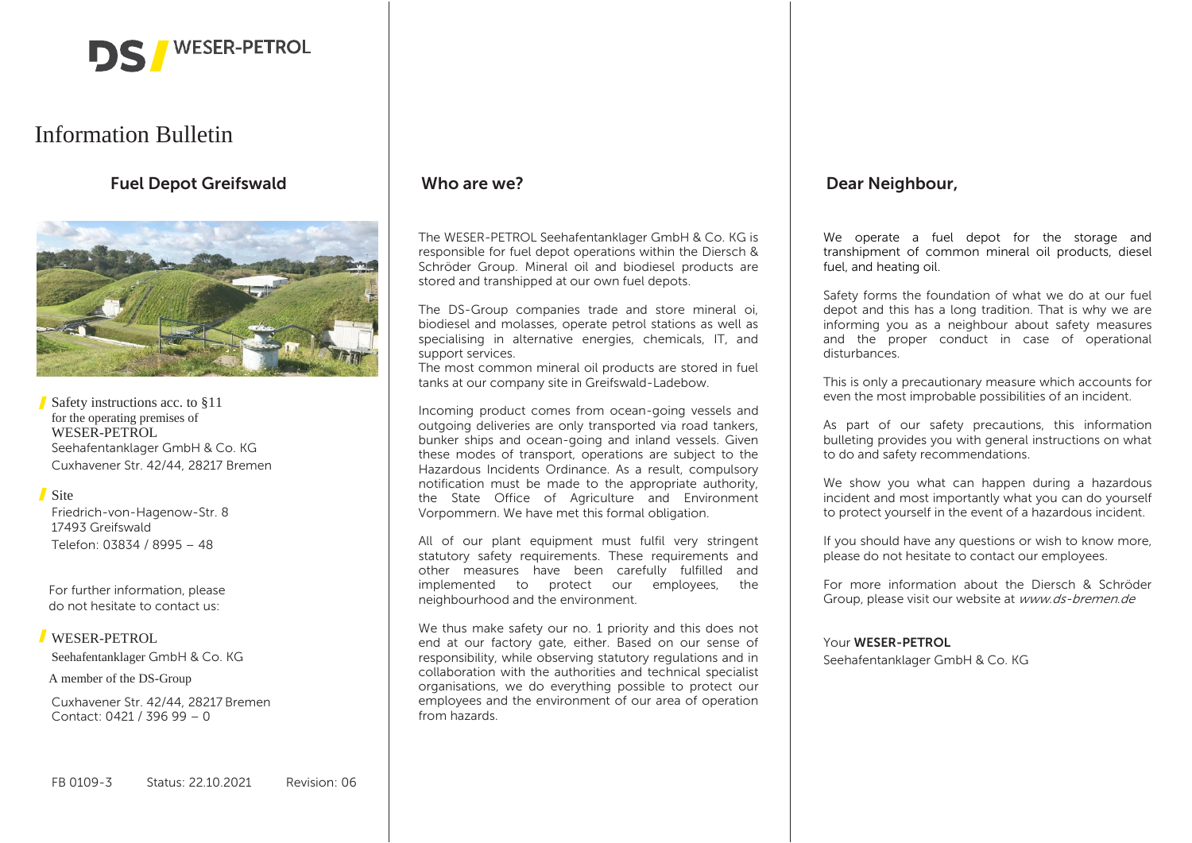DS WESER-PETROL

# Information Bulletin

## Fuel Depot Greifswald

Safety instructions acc. to §11
for the operating premises of
WESER-PETROL
Seehafentanklager GmbH & Co. KG
Cuxhavener Str. 42/44, 28217 Bremen

Site
Friedrich-von-Hagenow-Str. 8
17493 Greifswald
Telefon: 03834 / 8995 – 48

For further information, please do not hesitate to contact us:

WESER-PETROL
Seehafentanklager GmbH & Co. KG
A member of the DS-Group
Cuxhavener Str. 42/44, 28217 Bremen
Contact: 0421 / 396 99 – 0

FB 0109-3 Status: 22.10.2021 Revision: 06

## Who are we?

The WESER-PETROL Seehafentanklager GmbH & Co. KG is responsible for fuel depot operations within the Diersch & Schröder Group. Mineral oil and biodiesel products are stored and transhipped at our own fuel depots.

The DS-Group companies trade and store mineral oi, biodiesel and molasses, operate petrol stations as well as specialising in alternative energies, chemicals, IT, and support services.
The most common mineral oil products are stored in fuel tanks at our company site in Greifswald-Ladebow.

Incoming product comes from ocean-going vessels and outgoing deliveries are only transported via road tankers, bunker ships and ocean-going and inland vessels. Given these modes of transport, operations are subject to the Hazardous Incidents Ordinance. As a result, compulsory notification must be made to the appropriate authority, the State Office of Agriculture and Environment Vorpommern. We have met this formal obligation.

All of our plant equipment must fulfil very stringent statutory safety requirements. These requirements and other measures have been carefully fulfilled and implemented to protect our employees, the neighbourhood and the environment.

We thus make safety our no. 1 priority and this does not end at our factory gate, either. Based on our sense of responsibility, while observing statutory regulations and in collaboration with the authorities and technical specialist organisations, we do everything possible to protect our employees and the environment of our area of operation from hazards.

## Dear Neighbour,

We operate a fuel depot for the storage and transhipment of common mineral oil products, diesel fuel, and heating oil.

Safety forms the foundation of what we do at our fuel depot and this has a long tradition. That is why we are informing you as a neighbour about safety measures and the proper conduct in case of operational disturbances.

This is only a precautionary measure which accounts for even the most improbable possibilities of an incident.

As part of our safety precautions, this information bulleting provides you with general instructions on what to do and safety recommendations.

We show you what can happen during a hazardous incident and most importantly what you can do yourself to protect yourself in the event of a hazardous incident.

If you should have any questions or wish to know more, please do not hesitate to contact our employees.

For more information about the Diersch & Schröder Group, please visit our website at *www.ds-bremen.de*

Your **WESER-PETROL**
Seehafentanklager GmbH & Co. KG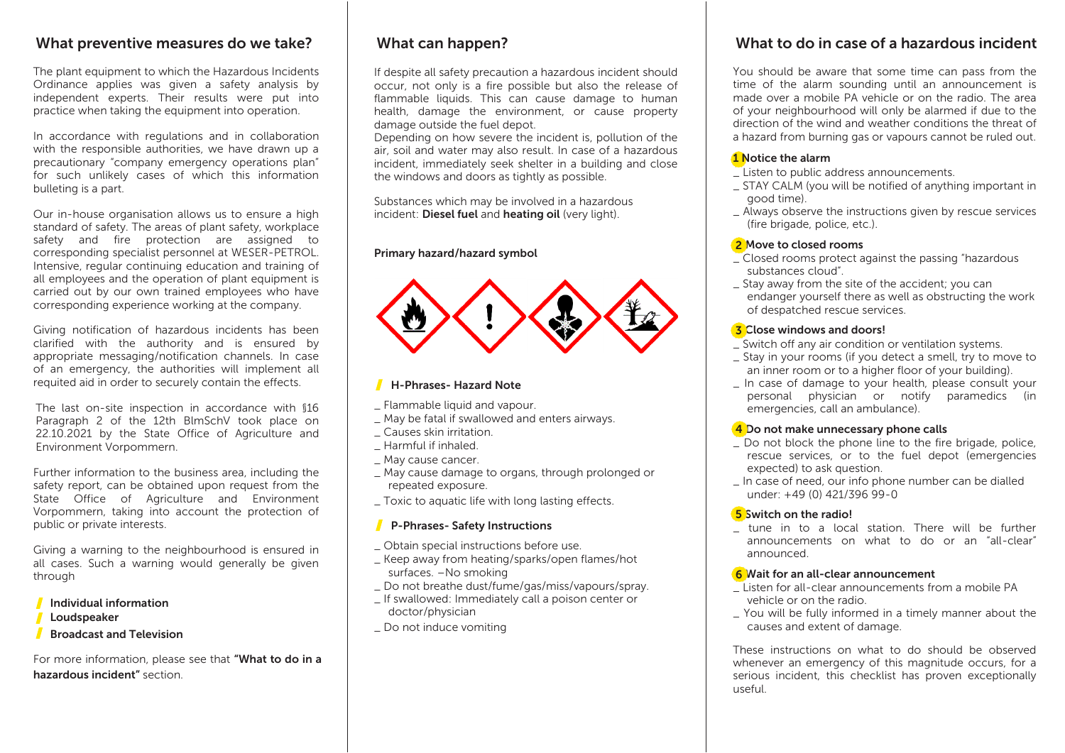## What preventive measures do we take?

The plant equipment to which the Hazardous Incidents Ordinance applies was given a safety analysis by independent experts. Their results were put into practice when taking the equipment into operation.

In accordance with regulations and in collaboration with the responsible authorities, we have drawn up a precautionary "company emergency operations plan" for such unlikely cases of which this information bulleting is a part.

Our in-house organisation allows us to ensure a high standard of safety. The areas of plant safety, workplace safety and fire protection are assigned to corresponding specialist personnel at WESER-PETROL. Intensive, regular continuing education and training of all employees and the operation of plant equipment is carried out by our own trained employees who have corresponding experience working at the company.

Giving notification of hazardous incidents has been clarified with the authority and is ensured by appropriate messaging/notification channels. In case of an emergency, the authorities will implement all requited aid in order to securely contain the effects.

The last on-site inspection in accordance with §16 Paragraph 2 of the 12th BImSchV took place on 22.10.2021 by the State Office of Agriculture and Environment Vorpommern.

Further information to the business area, including the safety report, can be obtained upon request from the State Office of Agriculture and Environment Vorpommern, taking into account the protection of public or private interests.

Giving a warning to the neighbourhood is ensured in all cases. Such a warning would generally be given through

- **Individual information**
- **Loudspeaker**
- **Broadcast and Television**

For more information, please see that **"What to do in a hazardous incident"** section.

## What can happen?

If despite all safety precaution a hazardous incident should occur, not only is a fire possible but also the release of flammable liquids. This can cause damage to human health, damage the environment, or cause property damage outside the fuel depot.
Depending on how severe the incident is, pollution of the air, soil and water may also result. In case of a hazardous incident, immediately seek shelter in a building and close the windows and doors as tightly as possible.

Substances which may be involved in a hazardous incident: **Diesel fuel** and **heating oil** (very light).

**Primary hazard/hazard symbol**

### H-Phrases- Hazard Note

_ Flammable liquid and vapour.
_ May be fatal if swallowed and enters airways.
_ Causes skin irritation.
_ Harmful if inhaled.
_ May cause cancer.
_ May cause damage to organs, through prolonged or repeated exposure.
_ Toxic to aquatic life with long lasting effects.

### P-Phrases- Safety Instructions

_ Obtain special instructions before use.
_ Keep away from heating/sparks/open flames/hot surfaces. –No smoking
_ Do not breathe dust/fume/gas/miss/vapours/spray.
_ If swallowed: Immediately call a poison center or doctor/physician
_ Do not induce vomiting

## What to do in case of a hazardous incident

You should be aware that some time can pass from the time of the alarm sounding until an announcement is made over a mobile PA vehicle or on the radio. The area of your neighbourhood will only be alarmed if due to the direction of the wind and weather conditions the threat of a hazard from burning gas or vapours cannot be ruled out.

**1 Notice the alarm**
_ Listen to public address announcements.
_ STAY CALM (you will be notified of anything important in good time).
_ Always observe the instructions given by rescue services (fire brigade, police, etc.).

**2 Move to closed rooms**
_ Closed rooms protect against the passing "hazardous substances cloud".
_ Stay away from the site of the accident; you can endanger yourself there as well as obstructing the work of despatched rescue services.

**3 Close windows and doors!**
_ Switch off any air condition or ventilation systems.
_ Stay in your rooms (if you detect a smell, try to move to an inner room or to a higher floor of your building).
_ In case of damage to your health, please consult your personal physician or notify paramedics (in emergencies, call an ambulance).

**4 Do not make unnecessary phone calls**
_ Do not block the phone line to the fire brigade, police, rescue services, or to the fuel depot (emergencies expected) to ask question.
_ In case of need, our info phone number can be dialled under: +49 (0) 421/396 99-0

**5 Switch on the radio!**
_ tune in to a local station. There will be further announcements on what to do or an "all-clear" announced.

**6 Wait for an all-clear announcement**
_ Listen for all-clear announcements from a mobile PA vehicle or on the radio.
_ You will be fully informed in a timely manner about the causes and extent of damage.

These instructions on what to do should be observed whenever an emergency of this magnitude occurs, for a serious incident, this checklist has proven exceptionally useful.